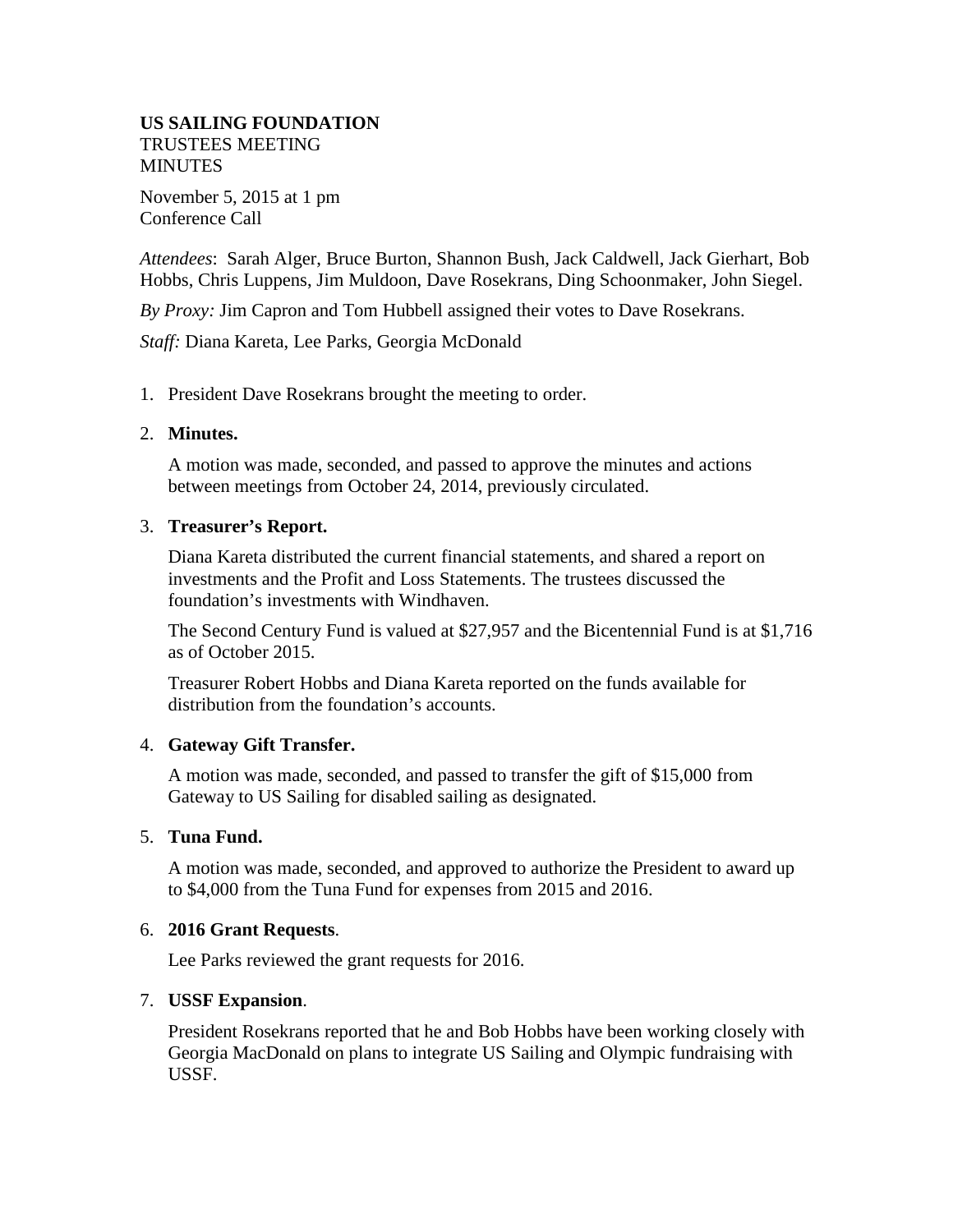**US SAILING FOUNDATION**
TRUSTEES MEETING
MINUTES

November 5, 2015 at 1 pm
Conference Call

*Attendees*: Sarah Alger, Bruce Burton, Shannon Bush, Jack Caldwell, Jack Gierhart, Bob Hobbs, Chris Luppens, Jim Muldoon, Dave Rosekrans, Ding Schoonmaker, John Siegel.

*By Proxy:* Jim Capron and Tom Hubbell assigned their votes to Dave Rosekrans.

*Staff:* Diana Kareta, Lee Parks, Georgia McDonald

1. President Dave Rosekrans brought the meeting to order.

2. **Minutes.**

   A motion was made, seconded, and passed to approve the minutes and actions between meetings from October 24, 2014, previously circulated.

3. **Treasurer's Report.**

   Diana Kareta distributed the current financial statements, and shared a report on investments and the Profit and Loss Statements. The trustees discussed the foundation's investments with Windhaven.

   The Second Century Fund is valued at $27,957 and the Bicentennial Fund is at $1,716 as of October 2015.

   Treasurer Robert Hobbs and Diana Kareta reported on the funds available for distribution from the foundation's accounts.

4. **Gateway Gift Transfer.**

   A motion was made, seconded, and passed to transfer the gift of $15,000 from Gateway to US Sailing for disabled sailing as designated.

5. **Tuna Fund.**

   A motion was made, seconded, and approved to authorize the President to award up to $4,000 from the Tuna Fund for expenses from 2015 and 2016.

6. **2016 Grant Requests**.

   Lee Parks reviewed the grant requests for 2016.

7. **USSF Expansion**.

   President Rosekrans reported that he and Bob Hobbs have been working closely with Georgia MacDonald on plans to integrate US Sailing and Olympic fundraising with USSF.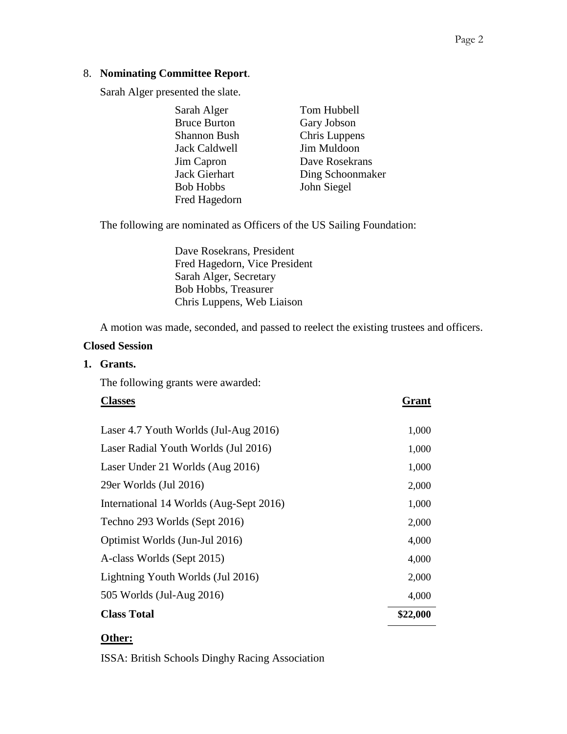8. **Nominating Committee Report**.

Sarah Alger presented the slate.

| | |
|---|---|
| Sarah Alger | Tom Hubbell |
| Bruce Burton | Gary Jobson |
| Shannon Bush | Chris Luppens |
| Jack Caldwell | Jim Muldoon |
| Jim Capron | Dave Rosekrans |
| Jack Gierhart | Ding Schoonmaker |
| Bob Hobbs | John Siegel |
| Fred Hagedorn | |

The following are nominated as Officers of the US Sailing Foundation:

Dave Rosekrans, President
Fred Hagedorn, Vice President
Sarah Alger, Secretary
Bob Hobbs, Treasurer
Chris Luppens, Web Liaison

A motion was made, seconded, and passed to reelect the existing trustees and officers.

**Closed Session**

**1. Grants.**

The following grants were awarded:

| **Classes** | **Grant** |
|---|---|
| Laser 4.7 Youth Worlds (Jul-Aug 2016) | 1,000 |
| Laser Radial Youth Worlds (Jul 2016) | 1,000 |
| Laser Under 21 Worlds (Aug 2016) | 1,000 |
| 29er Worlds (Jul 2016) | 2,000 |
| International 14 Worlds (Aug-Sept 2016) | 1,000 |
| Techno 293 Worlds (Sept 2016) | 2,000 |
| Optimist Worlds (Jun-Jul 2016) | 4,000 |
| A-class Worlds (Sept 2015) | 4,000 |
| Lightning Youth Worlds (Jul 2016) | 2,000 |
| 505 Worlds (Jul-Aug 2016) | 4,000 |
| **Class Total** | **$22,000** |

**Other:**

ISSA: British Schools Dinghy Racing Association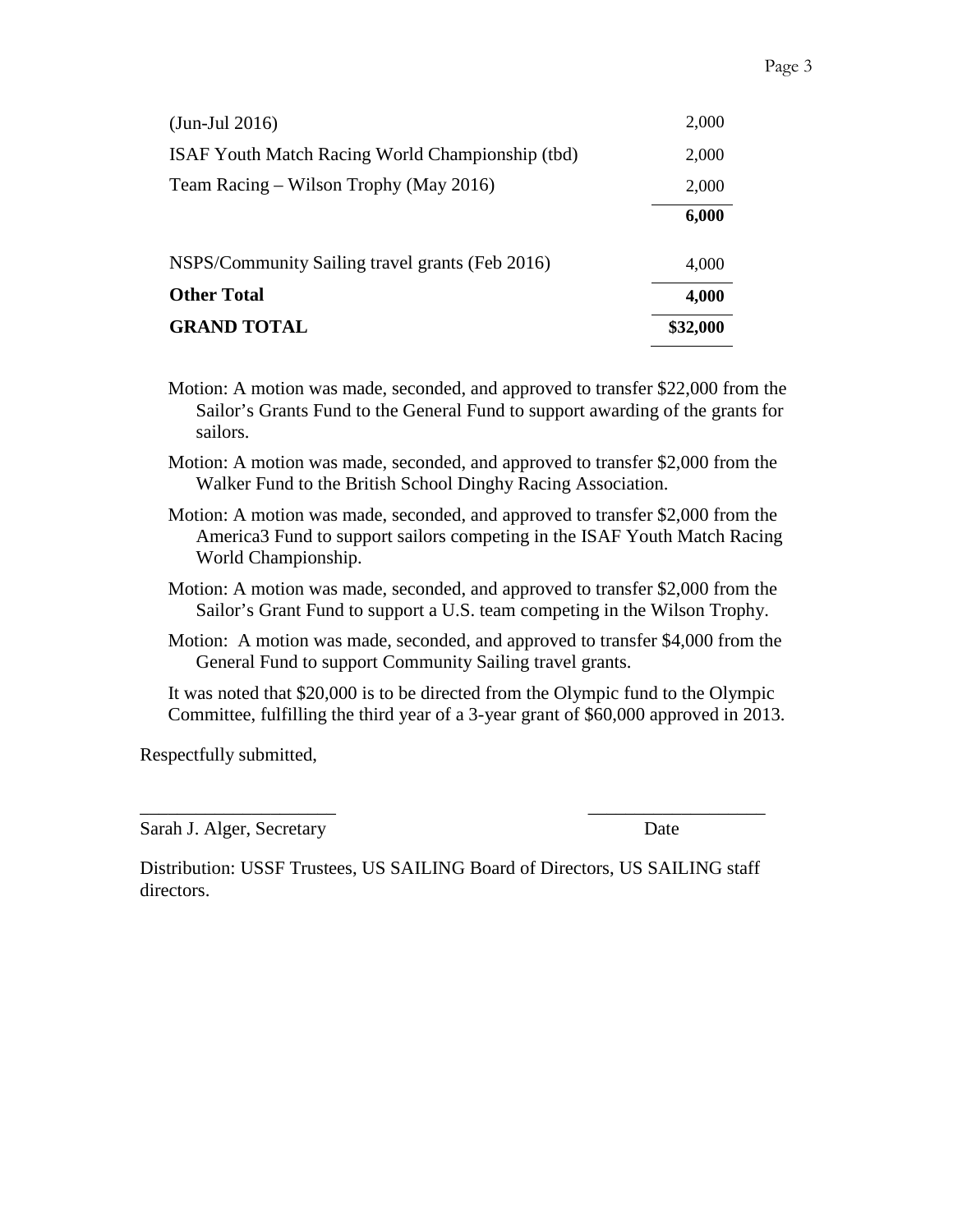| | |
|---|---|
| (Jun-Jul 2016) | 2,000 |
| ISAF Youth Match Racing World Championship (tbd) | 2,000 |
| Team Racing – Wilson Trophy (May 2016) | 2,000 |
| | **6,000** |
| NSPS/Community Sailing travel grants (Feb 2016) | 4,000 |
| **Other Total** | **4,000** |
| **GRAND TOTAL** | **$32,000** |

Motion: A motion was made, seconded, and approved to transfer $22,000 from the Sailor's Grants Fund to the General Fund to support awarding of the grants for sailors.

Motion: A motion was made, seconded, and approved to transfer $2,000 from the Walker Fund to the British School Dinghy Racing Association.

Motion: A motion was made, seconded, and approved to transfer $2,000 from the America3 Fund to support sailors competing in the ISAF Youth Match Racing World Championship.

Motion: A motion was made, seconded, and approved to transfer $2,000 from the Sailor's Grant Fund to support a U.S. team competing in the Wilson Trophy.

Motion: A motion was made, seconded, and approved to transfer $4,000 from the General Fund to support Community Sailing travel grants.

It was noted that $20,000 is to be directed from the Olympic fund to the Olympic Committee, fulfilling the third year of a 3-year grant of $60,000 approved in 2013.

Respectfully submitted,

_____________________ ___________________

Sarah J. Alger, Secretary Date

Distribution: USSF Trustees, US SAILING Board of Directors, US SAILING staff directors.